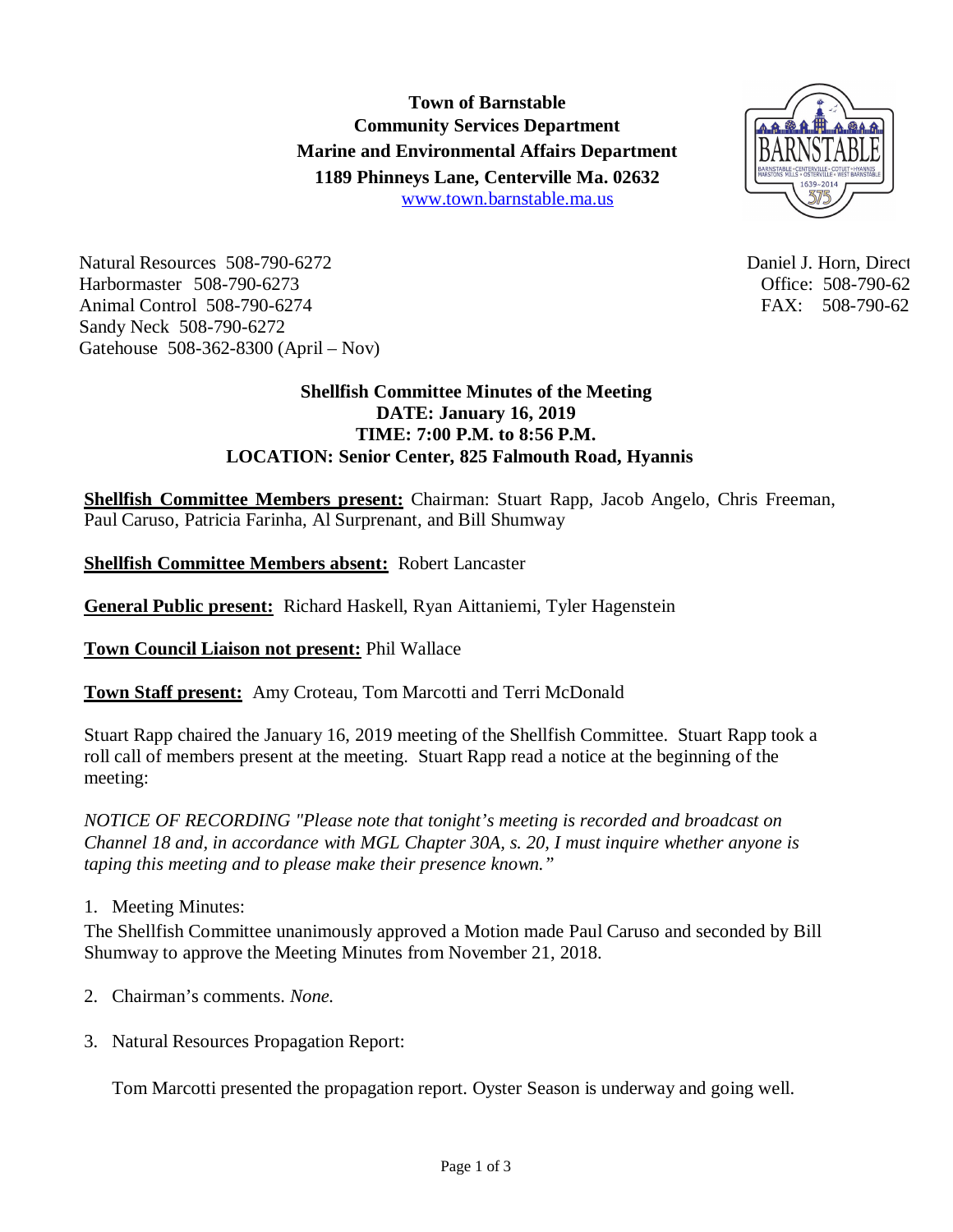**Town of Barnstable**
**Community Services Department**
**Marine and Environmental Affairs Department**
**1189 Phinneys Lane, Centerville Ma. 02632**
[www.town.barnstable.ma.us](http://www.town.barnstable.ma.us)

Natural Resources 508-790-6272
Harbormaster 508-790-6273
Animal Control 508-790-6274
Sandy Neck 508-790-6272
Gatehouse 508-362-8300 (April – Nov)

Daniel J. Horn, Direct
Office: 508-790-62
FAX: 508-790-62

**Shellfish Committee Minutes of the Meeting**
**DATE: January 16, 2019**
**TIME: 7:00 P.M. to 8:56 P.M.**
**LOCATION: Senior Center, 825 Falmouth Road, Hyannis**

**Shellfish Committee Members present:** Chairman: Stuart Rapp, Jacob Angelo, Chris Freeman, Paul Caruso, Patricia Farinha, Al Surprenant, and Bill Shumway

**Shellfish Committee Members absent:** Robert Lancaster

**General Public present:** Richard Haskell, Ryan Aittaniemi, Tyler Hagenstein

**Town Council Liaison not present:** Phil Wallace

**Town Staff present:** Amy Croteau, Tom Marcotti and Terri McDonald

Stuart Rapp chaired the January 16, 2019 meeting of the Shellfish Committee. Stuart Rapp took a roll call of members present at the meeting. Stuart Rapp read a notice at the beginning of the meeting:

*NOTICE OF RECORDING "Please note that tonight's meeting is recorded and broadcast on Channel 18 and, in accordance with MGL Chapter 30A, s. 20, I must inquire whether anyone is taping this meeting and to please make their presence known."*

1. Meeting Minutes:

The Shellfish Committee unanimously approved a Motion made Paul Caruso and seconded by Bill Shumway to approve the Meeting Minutes from November 21, 2018.

2. Chairman's comments. *None.*

3. Natural Resources Propagation Report:

   Tom Marcotti presented the propagation report. Oyster Season is underway and going well.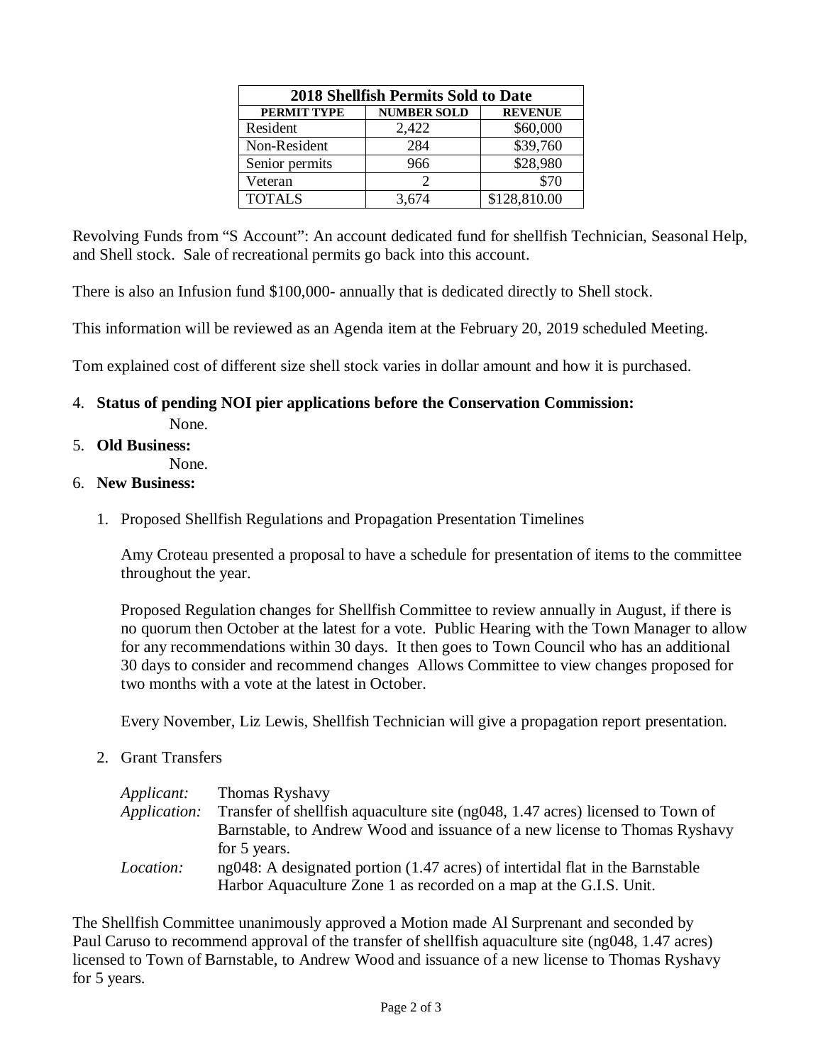| 2018 Shellfish Permits Sold to Date | | |
|---|---|---|
| **PERMIT TYPE** | **NUMBER SOLD** | **REVENUE** |
| Resident | 2,422 | $60,000 |
| Non-Resident | 284 | $39,760 |
| Senior permits | 966 | $28,980 |
| Veteran | 2 | $70 |
| TOTALS | 3,674 | $128,810.00 |

Revolving Funds from "S Account": An account dedicated fund for shellfish Technician, Seasonal Help, and Shell stock. Sale of recreational permits go back into this account.

There is also an Infusion fund $100,000- annually that is dedicated directly to Shell stock.

This information will be reviewed as an Agenda item at the February 20, 2019 scheduled Meeting.

Tom explained cost of different size shell stock varies in dollar amount and how it is purchased.

4. **Status of pending NOI pier applications before the Conservation Commission:**

    None.

5. **Old Business:**

    None.

6. **New Business:**

    1. Proposed Shellfish Regulations and Propagation Presentation Timelines

       Amy Croteau presented a proposal to have a schedule for presentation of items to the committee throughout the year.

       Proposed Regulation changes for Shellfish Committee to review annually in August, if there is no quorum then October at the latest for a vote. Public Hearing with the Town Manager to allow for any recommendations within 30 days. It then goes to Town Council who has an additional 30 days to consider and recommend changes Allows Committee to view changes proposed for two months with a vote at the latest in October.

       Every November, Liz Lewis, Shellfish Technician will give a propagation report presentation.

    2. Grant Transfers

       *Applicant:* Thomas Ryshavy

       *Application:* Transfer of shellfish aquaculture site (ng048, 1.47 acres) licensed to Town of Barnstable, to Andrew Wood and issuance of a new license to Thomas Ryshavy for 5 years.

       *Location:* ng048: A designated portion (1.47 acres) of intertidal flat in the Barnstable Harbor Aquaculture Zone 1 as recorded on a map at the G.I.S. Unit.

The Shellfish Committee unanimously approved a Motion made Al Surprenant and seconded by Paul Caruso to recommend approval of the transfer of shellfish aquaculture site (ng048, 1.47 acres) licensed to Town of Barnstable, to Andrew Wood and issuance of a new license to Thomas Ryshavy for 5 years.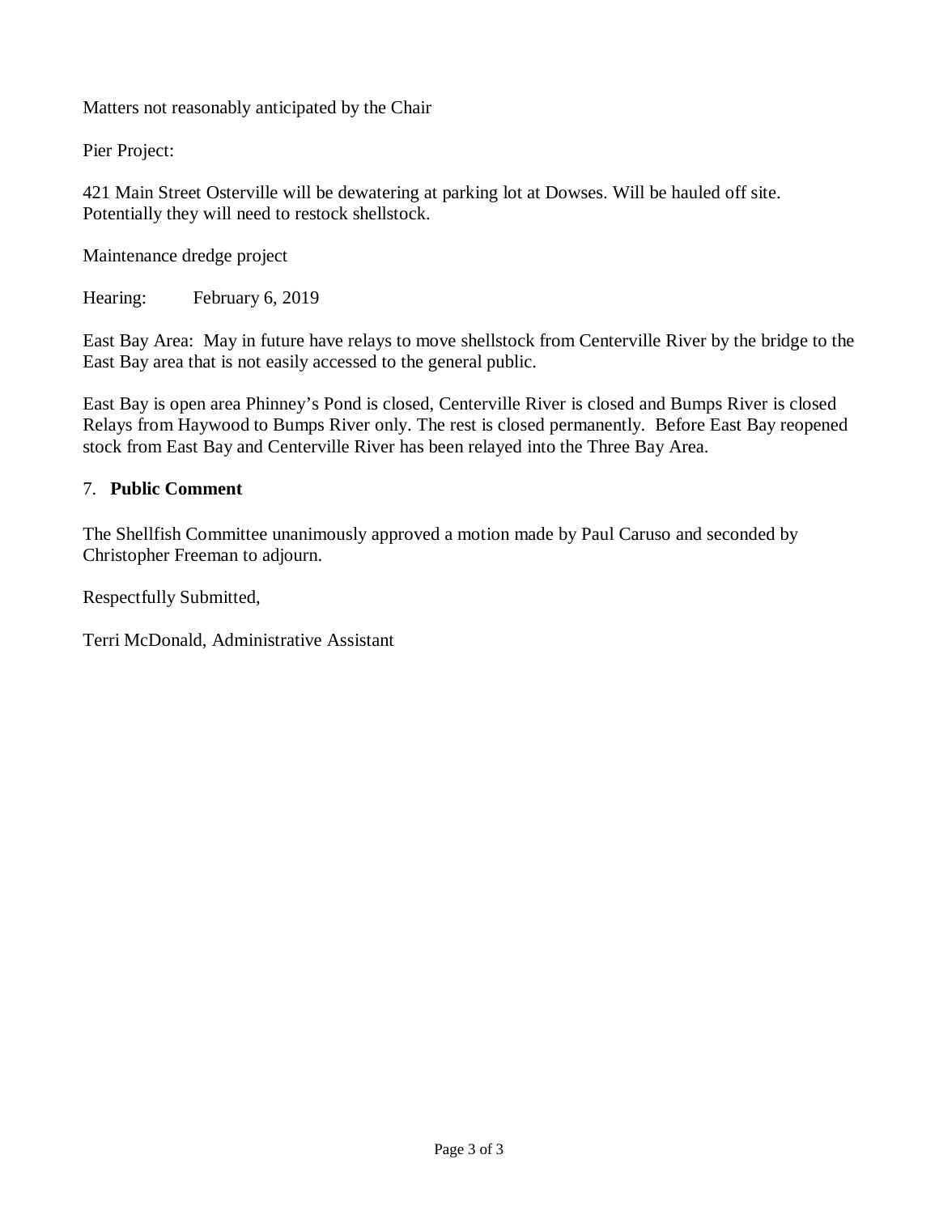Matters not reasonably anticipated by the Chair

Pier Project:

421 Main Street Osterville will be dewatering at parking lot at Dowses. Will be hauled off site. Potentially they will need to restock shellstock.

Maintenance dredge project

Hearing: February 6, 2019

East Bay Area: May in future have relays to move shellstock from Centerville River by the bridge to the East Bay area that is not easily accessed to the general public.

East Bay is open area Phinney's Pond is closed, Centerville River is closed and Bumps River is closed Relays from Haywood to Bumps River only. The rest is closed permanently. Before East Bay reopened stock from East Bay and Centerville River has been relayed into the Three Bay Area.

7. **Public Comment**

The Shellfish Committee unanimously approved a motion made by Paul Caruso and seconded by Christopher Freeman to adjourn.

Respectfully Submitted,

Terri McDonald, Administrative Assistant